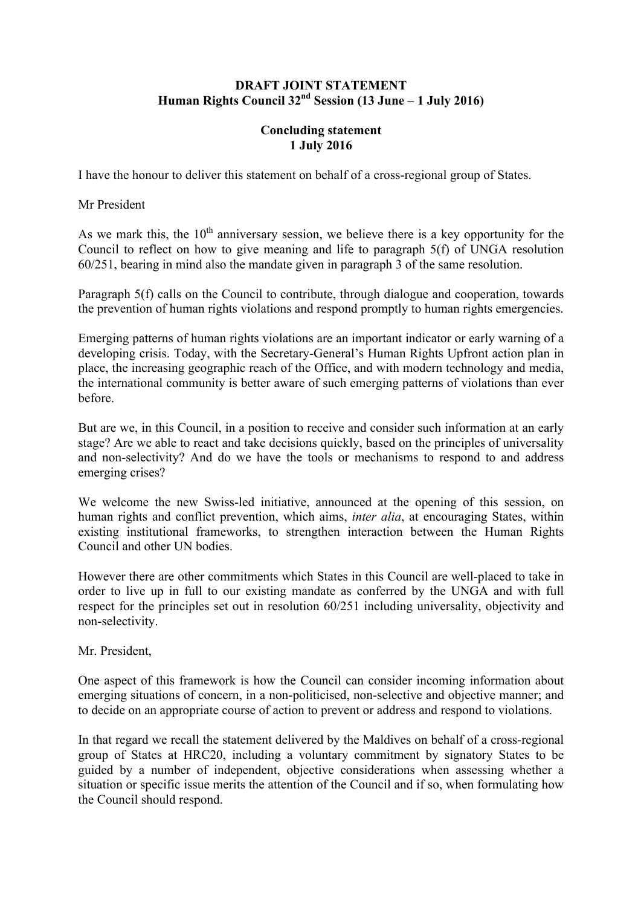**DRAFT JOINT STATEMENT**
**Human Rights Council 32nd Session (13 June – 1 July 2016)**

**Concluding statement**
**1 July 2016**

I have the honour to deliver this statement on behalf of a cross-regional group of States.

Mr President

As we mark this, the 10th anniversary session, we believe there is a key opportunity for the Council to reflect on how to give meaning and life to paragraph 5(f) of UNGA resolution 60/251, bearing in mind also the mandate given in paragraph 3 of the same resolution.

Paragraph 5(f) calls on the Council to contribute, through dialogue and cooperation, towards the prevention of human rights violations and respond promptly to human rights emergencies.

Emerging patterns of human rights violations are an important indicator or early warning of a developing crisis. Today, with the Secretary-General's Human Rights Upfront action plan in place, the increasing geographic reach of the Office, and with modern technology and media, the international community is better aware of such emerging patterns of violations than ever before.

But are we, in this Council, in a position to receive and consider such information at an early stage? Are we able to react and take decisions quickly, based on the principles of universality and non-selectivity? And do we have the tools or mechanisms to respond to and address emerging crises?

We welcome the new Swiss-led initiative, announced at the opening of this session, on human rights and conflict prevention, which aims, *inter alia*, at encouraging States, within existing institutional frameworks, to strengthen interaction between the Human Rights Council and other UN bodies.

However there are other commitments which States in this Council are well-placed to take in order to live up in full to our existing mandate as conferred by the UNGA and with full respect for the principles set out in resolution 60/251 including universality, objectivity and non-selectivity.

Mr. President,

One aspect of this framework is how the Council can consider incoming information about emerging situations of concern, in a non-politicised, non-selective and objective manner; and to decide on an appropriate course of action to prevent or address and respond to violations.

In that regard we recall the statement delivered by the Maldives on behalf of a cross-regional group of States at HRC20, including a voluntary commitment by signatory States to be guided by a number of independent, objective considerations when assessing whether a situation or specific issue merits the attention of the Council and if so, when formulating how the Council should respond.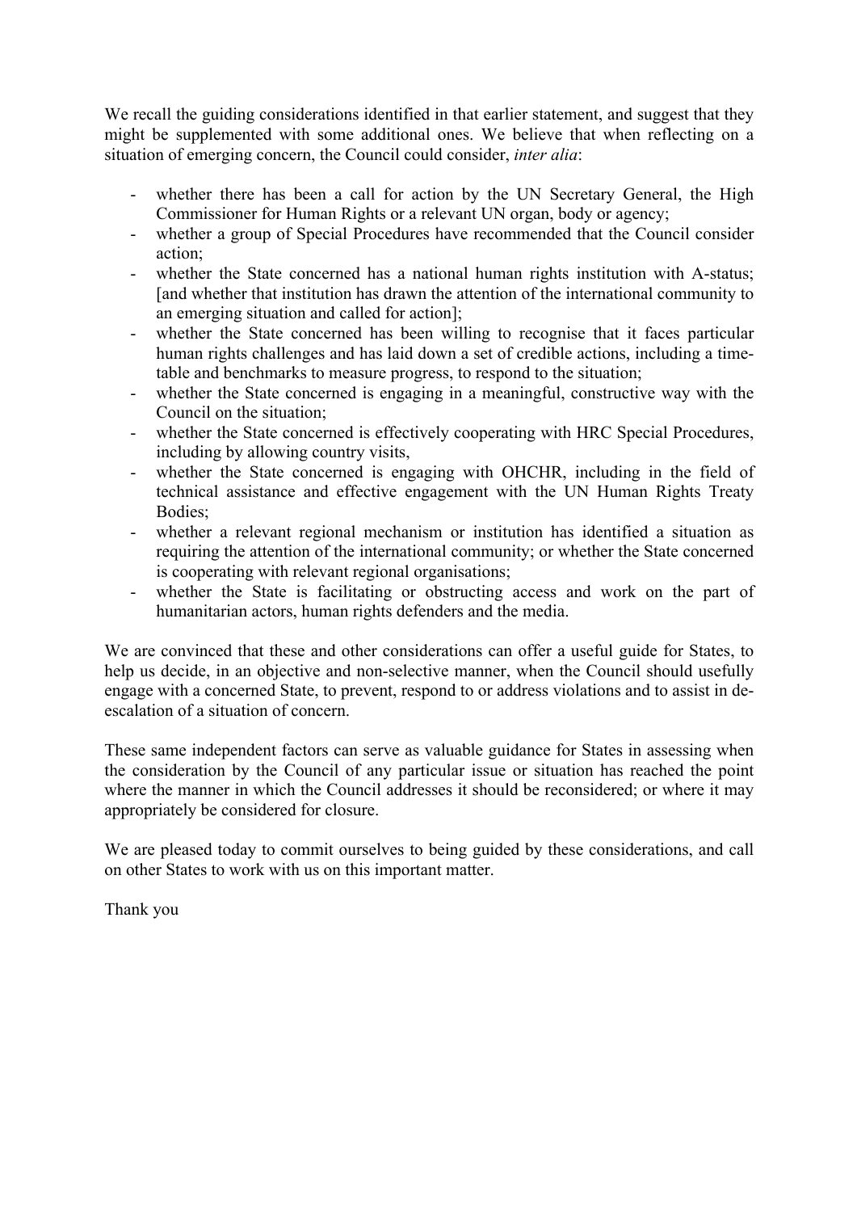We recall the guiding considerations identified in that earlier statement, and suggest that they might be supplemented with some additional ones. We believe that when reflecting on a situation of emerging concern, the Council could consider, *inter alia*:

- whether there has been a call for action by the UN Secretary General, the High Commissioner for Human Rights or a relevant UN organ, body or agency;
- whether a group of Special Procedures have recommended that the Council consider action;
- whether the State concerned has a national human rights institution with A-status; [and whether that institution has drawn the attention of the international community to an emerging situation and called for action];
- whether the State concerned has been willing to recognise that it faces particular human rights challenges and has laid down a set of credible actions, including a time-table and benchmarks to measure progress, to respond to the situation;
- whether the State concerned is engaging in a meaningful, constructive way with the Council on the situation;
- whether the State concerned is effectively cooperating with HRC Special Procedures, including by allowing country visits,
- whether the State concerned is engaging with OHCHR, including in the field of technical assistance and effective engagement with the UN Human Rights Treaty Bodies;
- whether a relevant regional mechanism or institution has identified a situation as requiring the attention of the international community; or whether the State concerned is cooperating with relevant regional organisations;
- whether the State is facilitating or obstructing access and work on the part of humanitarian actors, human rights defenders and the media.

We are convinced that these and other considerations can offer a useful guide for States, to help us decide, in an objective and non-selective manner, when the Council should usefully engage with a concerned State, to prevent, respond to or address violations and to assist in de-escalation of a situation of concern.

These same independent factors can serve as valuable guidance for States in assessing when the consideration by the Council of any particular issue or situation has reached the point where the manner in which the Council addresses it should be reconsidered; or where it may appropriately be considered for closure.

We are pleased today to commit ourselves to being guided by these considerations, and call on other States to work with us on this important matter.

Thank you